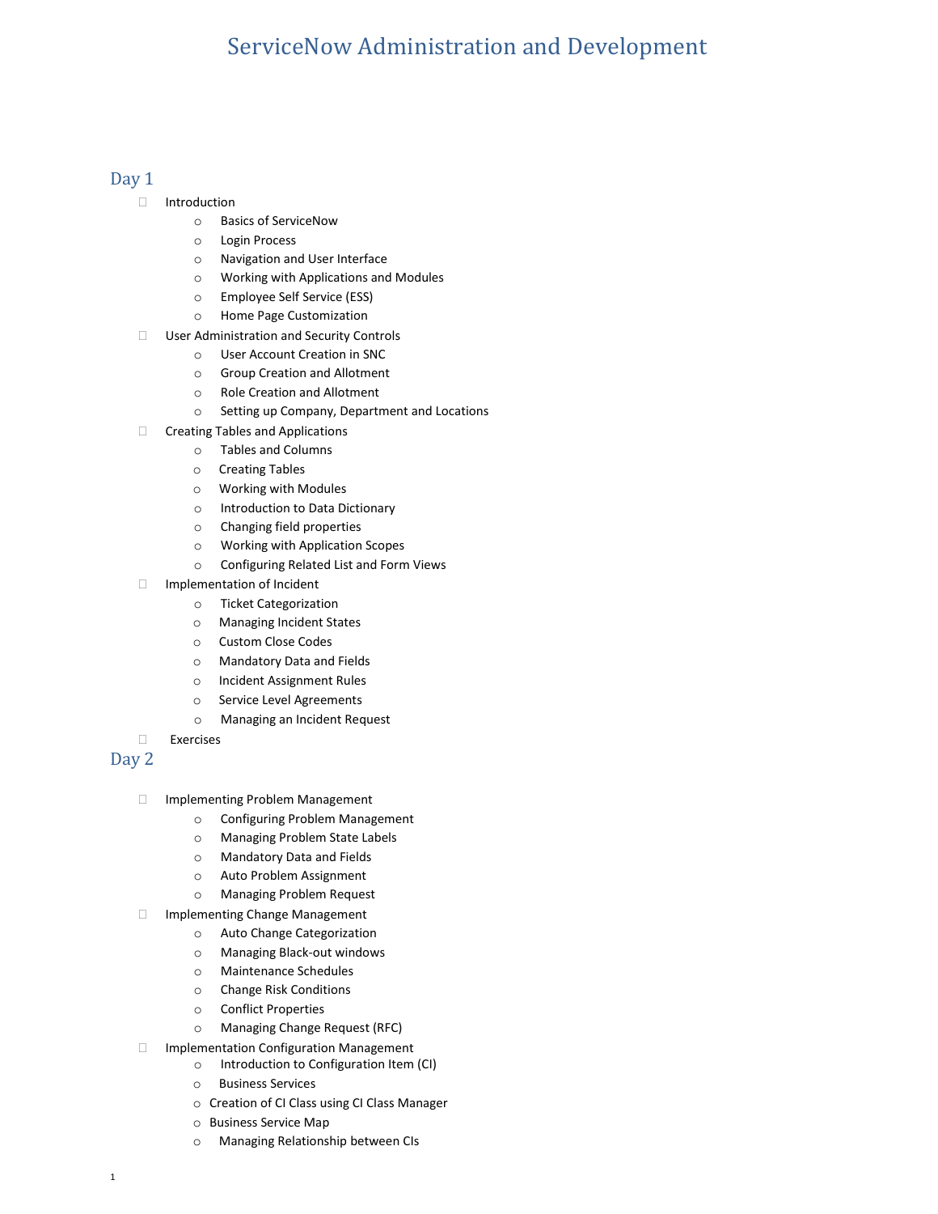# ServiceNow Administration and Development

## Day 1

- Introduction
    - Basics of ServiceNow
    - Login Process
    - Navigation and User Interface
    - Working with Applications and Modules
    - Employee Self Service (ESS)
    - Home Page Customization
- User Administration and Security Controls
    - User Account Creation in SNC
    - Group Creation and Allotment
    - Role Creation and Allotment
    - Setting up Company, Department and Locations
- Creating Tables and Applications
    - Tables and Columns
    - Creating Tables
    - Working with Modules
    - Introduction to Data Dictionary
    - Changing field properties
    - Working with Application Scopes
    - Configuring Related List and Form Views
- Implementation of Incident
    - Ticket Categorization
    - Managing Incident States
    - Custom Close Codes
    - Mandatory Data and Fields
    - Incident Assignment Rules
    - Service Level Agreements
    - Managing an Incident Request
- Exercises

## Day 2

- Implementing Problem Management
    - Configuring Problem Management
    - Managing Problem State Labels
    - Mandatory Data and Fields
    - Auto Problem Assignment
    - Managing Problem Request
- Implementing Change Management
    - Auto Change Categorization
    - Managing Black-out windows
    - Maintenance Schedules
    - Change Risk Conditions
    - Conflict Properties
    - Managing Change Request (RFC)
- Implementation Configuration Management
    - Introduction to Configuration Item (CI)
    - Business Services
    - Creation of CI Class using CI Class Manager
    - Business Service Map
    - Managing Relationship between CIs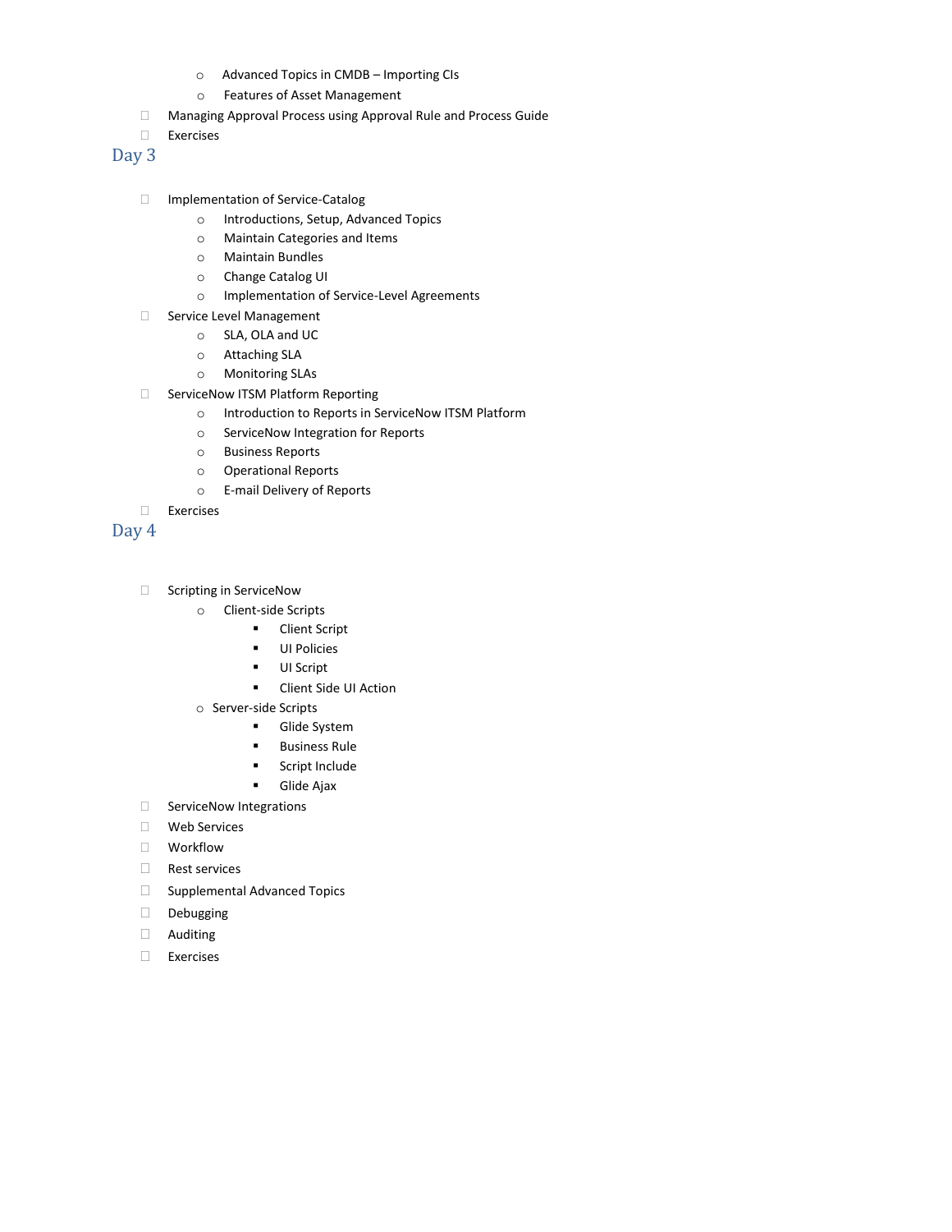- Advanced Topics in CMDB – Importing CIs
  - Features of Asset Management
- Managing Approval Process using Approval Rule and Process Guide
- Exercises

## Day 3

- Implementation of Service-Catalog
  - Introductions, Setup, Advanced Topics
  - Maintain Categories and Items
  - Maintain Bundles
  - Change Catalog UI
  - Implementation of Service-Level Agreements
- Service Level Management
  - SLA, OLA and UC
  - Attaching SLA
  - Monitoring SLAs
- ServiceNow ITSM Platform Reporting
  - Introduction to Reports in ServiceNow ITSM Platform
  - ServiceNow Integration for Reports
  - Business Reports
  - Operational Reports
  - E-mail Delivery of Reports
- Exercises

## Day 4

- Scripting in ServiceNow
  - Client-side Scripts
    - Client Script
    - UI Policies
    - UI Script
    - Client Side UI Action
  - Server-side Scripts
    - Glide System
    - Business Rule
    - Script Include
    - Glide Ajax
- ServiceNow Integrations
- Web Services
- Workflow
- Rest services
- Supplemental Advanced Topics
- Debugging
- Auditing
- Exercises